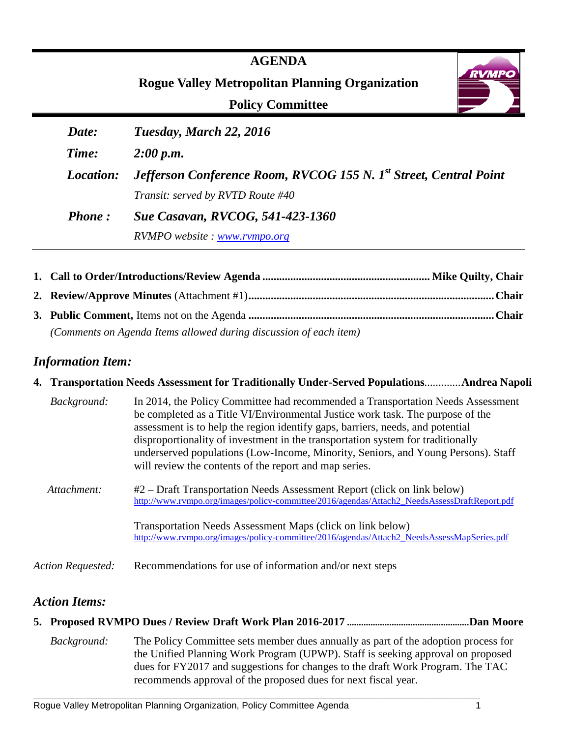# AGENDA

## Rogue Valley Metropolitan Planning Organization

## Policy Committee

| | |
|---|---|
| ***Date:*** | ***Tuesday, March 22, 2016*** |
| ***Time:*** | ***2:00 p.m.*** |
| ***Location:*** | ***Jefferson Conference Room, RVCOG 155 N. 1st Street, Central Point*** |
| | *Transit: served by RVTD Route #40* |
| ***Phone :*** | ***Sue Casavan, RVCOG, 541-423-1360*** |
| | *RVMPO website : www.rvmpo.org* |

1. **Call to Order/Introductions/Review Agenda ........................................................... Mike Quilty, Chair**
2. **Review/Approve Minutes** (Attachment #1)**........................................................................................Chair**
3. **Public Comment,** Items not on the Agenda **........................................................................................Chair**
   *(Comments on Agenda Items allowed during discussion of each item)*

## *Information Item:*

4. **Transportation Needs Assessment for Traditionally Under-Served Populations**............**Andrea Napoli**

*Background:* In 2014, the Policy Committee had recommended a Transportation Needs Assessment be completed as a Title VI/Environmental Justice work task. The purpose of the assessment is to help the region identify gaps, barriers, needs, and potential disproportionality of investment in the transportation system for traditionally underserved populations (Low-Income, Minority, Seniors, and Young Persons). Staff will review the contents of the report and map series.

*Attachment:* #2 – Draft Transportation Needs Assessment Report (click on link below)
http://www.rvmpo.org/images/policy-committee/2016/agendas/Attach2_NeedsAssessDraftReport.pdf

Transportation Needs Assessment Maps (click on link below)
http://www.rvmpo.org/images/policy-committee/2016/agendas/Attach2_NeedsAssessMapSeries.pdf

*Action Requested:* Recommendations for use of information and/or next steps

## *Action Items:*

5. **Proposed RVMPO Dues / Review Draft Work Plan 2016-2017 ..................................................Dan Moore**

*Background:* The Policy Committee sets member dues annually as part of the adoption process for the Unified Planning Work Program (UPWP). Staff is seeking approval on proposed dues for FY2017 and suggestions for changes to the draft Work Program. The TAC recommends approval of the proposed dues for next fiscal year.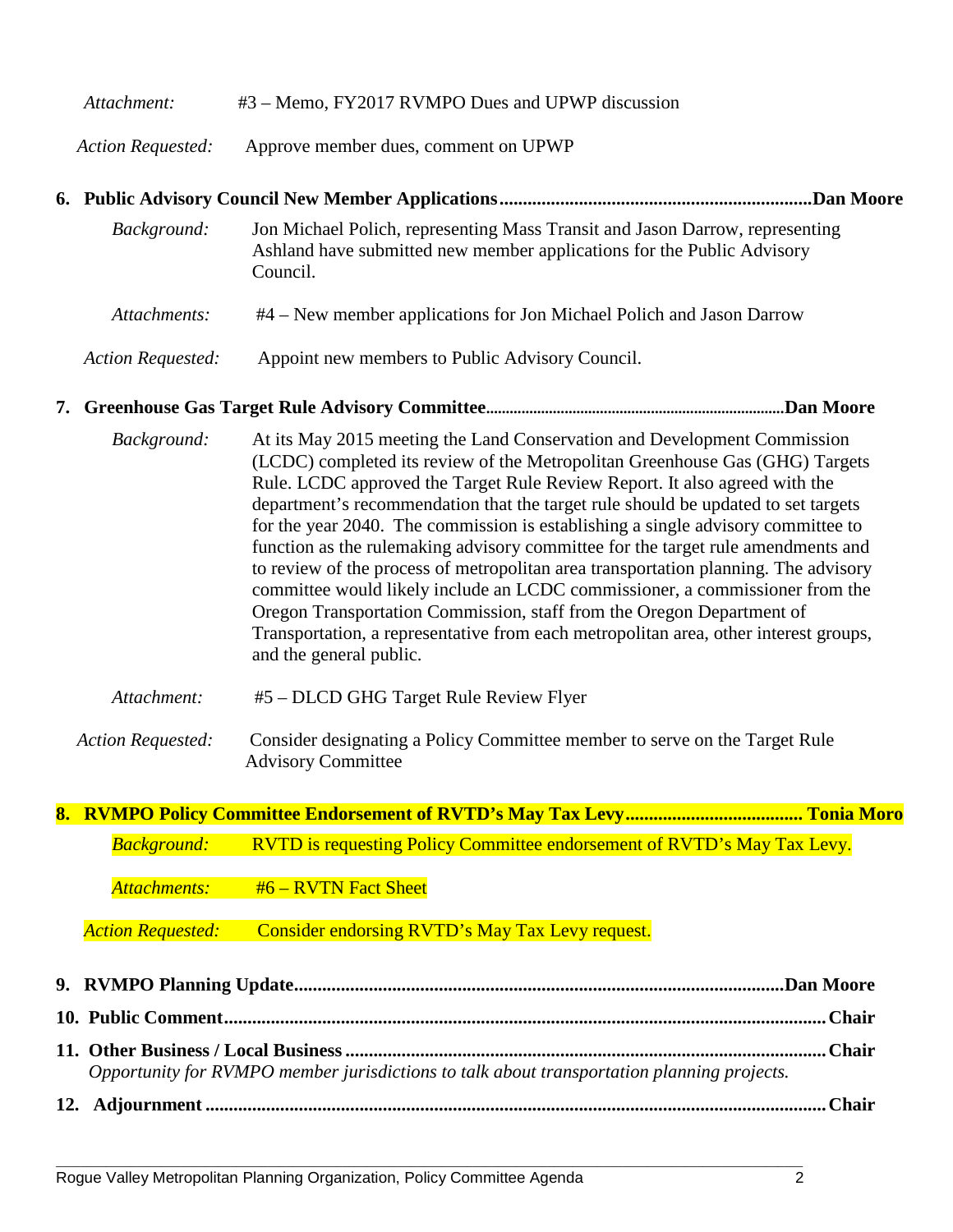*Attachment:* #3 – Memo, FY2017 RVMPO Dues and UPWP discussion

*Action Requested:* Approve member dues, comment on UPWP

**6. Public Advisory Council New Member Applications....................................................................Dan Moore**

*Background:* Jon Michael Polich, representing Mass Transit and Jason Darrow, representing Ashland have submitted new member applications for the Public Advisory Council.

*Attachments:* #4 – New member applications for Jon Michael Polich and Jason Darrow

*Action Requested:* Appoint new members to Public Advisory Council.

**7. Greenhouse Gas Target Rule Advisory Committee..............................................................................Dan Moore**

*Background:* At its May 2015 meeting the Land Conservation and Development Commission (LCDC) completed its review of the Metropolitan Greenhouse Gas (GHG) Targets Rule. LCDC approved the Target Rule Review Report. It also agreed with the department's recommendation that the target rule should be updated to set targets for the year 2040. The commission is establishing a single advisory committee to function as the rulemaking advisory committee for the target rule amendments and to review of the process of metropolitan area transportation planning. The advisory committee would likely include an LCDC commissioner, a commissioner from the Oregon Transportation Commission, staff from the Oregon Department of Transportation, a representative from each metropolitan area, other interest groups, and the general public.

*Attachment:* #5 – DLCD GHG Target Rule Review Flyer

*Action Requested:* Consider designating a Policy Committee member to serve on the Target Rule Advisory Committee

**8. RVMPO Policy Committee Endorsement of RVTD's May Tax Levy...................................... Tonia Moro**

*Background:* RVTD is requesting Policy Committee endorsement of RVTD's May Tax Levy.

*Attachments:* #6 – RVTN Fact Sheet

*Action Requested:* Consider endorsing RVTD's May Tax Levy request.

**9. RVMPO Planning Update.......................................................................................................Dan Moore**

**10. Public Comment..........................................................................................................................Chair**

**11. Other Business / Local Business ..................................................................................................Chair**

*Opportunity for RVMPO member jurisdictions to talk about transportation planning projects.*

**12. Adjournment ...............................................................................................................................Chair**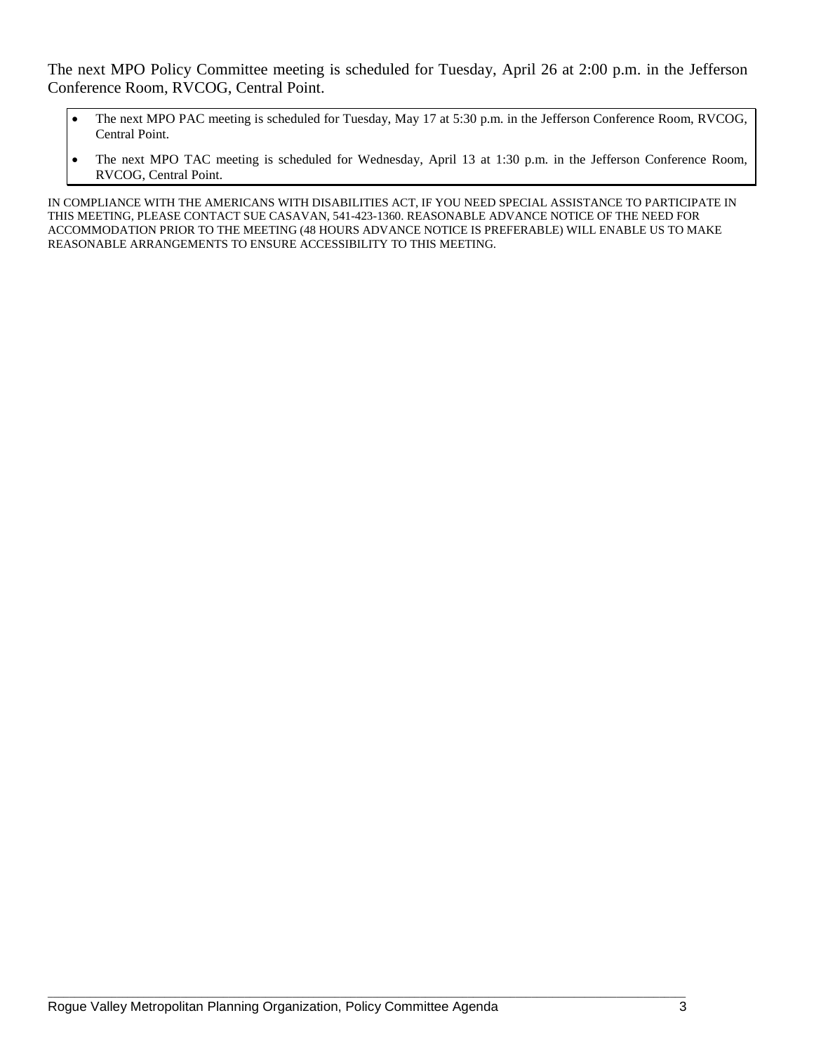The next MPO Policy Committee meeting is scheduled for Tuesday, April 26 at 2:00 p.m. in the Jefferson Conference Room, RVCOG, Central Point.

- The next MPO PAC meeting is scheduled for Tuesday, May 17 at 5:30 p.m. in the Jefferson Conference Room, RVCOG, Central Point.
- The next MPO TAC meeting is scheduled for Wednesday, April 13 at 1:30 p.m. in the Jefferson Conference Room, RVCOG, Central Point.

IN COMPLIANCE WITH THE AMERICANS WITH DISABILITIES ACT, IF YOU NEED SPECIAL ASSISTANCE TO PARTICIPATE IN THIS MEETING, PLEASE CONTACT SUE CASAVAN, 541-423-1360. REASONABLE ADVANCE NOTICE OF THE NEED FOR ACCOMMODATION PRIOR TO THE MEETING (48 HOURS ADVANCE NOTICE IS PREFERABLE) WILL ENABLE US TO MAKE REASONABLE ARRANGEMENTS TO ENSURE ACCESSIBILITY TO THIS MEETING.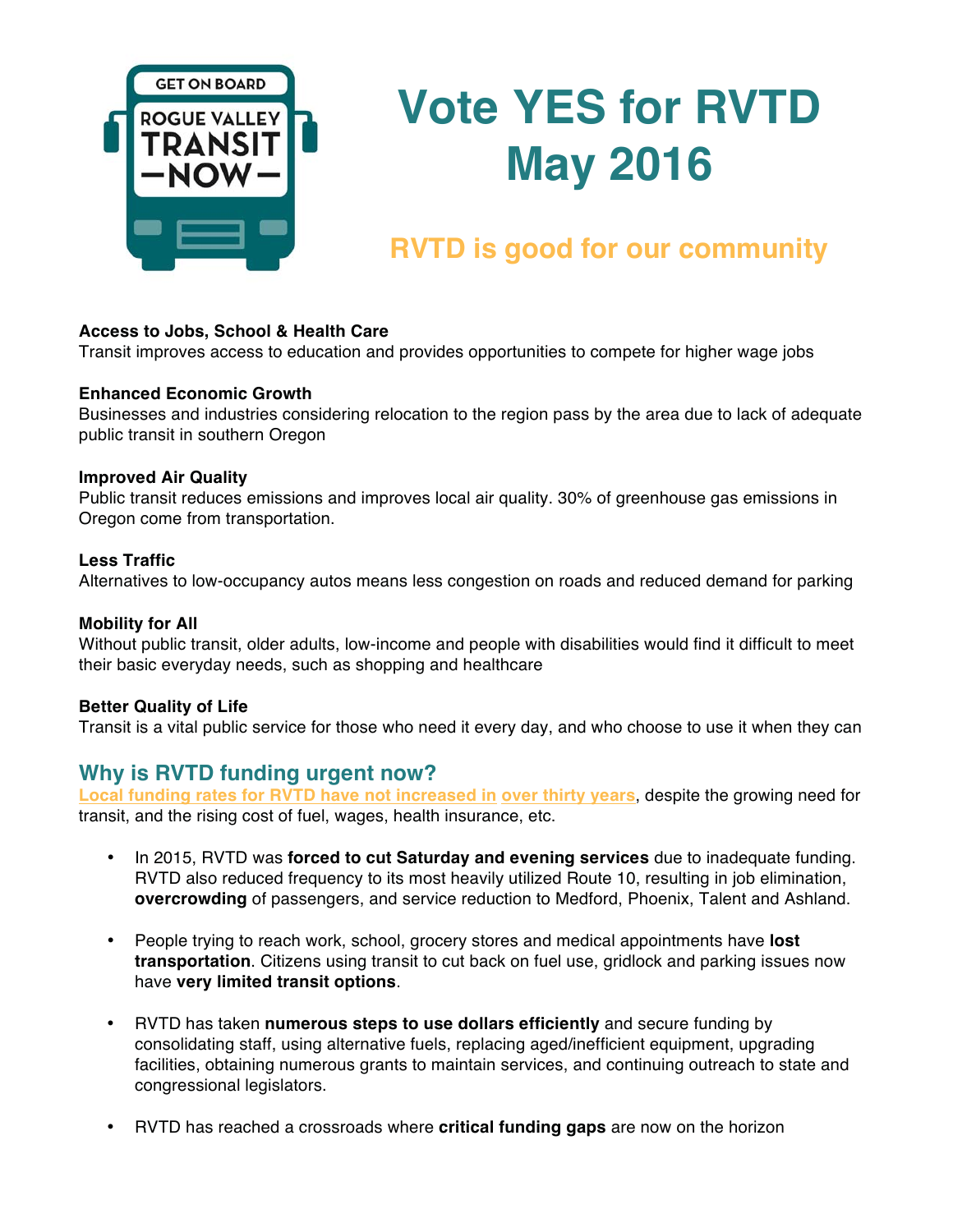GET ON BOARD

ROGUE VALLEY TRANSIT —NOW—

# Vote YES for RVTD May 2016

## RVTD is good for our community

**Access to Jobs, School & Health Care**
Transit improves access to education and provides opportunities to compete for higher wage jobs

**Enhanced Economic Growth**
Businesses and industries considering relocation to the region pass by the area due to lack of adequate public transit in southern Oregon

**Improved Air Quality**
Public transit reduces emissions and improves local air quality. 30% of greenhouse gas emissions in Oregon come from transportation.

**Less Traffic**
Alternatives to low-occupancy autos means less congestion on roads and reduced demand for parking

**Mobility for All**
Without public transit, older adults, low-income and people with disabilities would find it difficult to meet their basic everyday needs, such as shopping and healthcare

**Better Quality of Life**
Transit is a vital public service for those who need it every day, and who choose to use it when they can

## Why is RVTD funding urgent now?

Local funding rates for RVTD have not increased in over thirty years, despite the growing need for transit, and the rising cost of fuel, wages, health insurance, etc.

- In 2015, RVTD was **forced to cut Saturday and evening services** due to inadequate funding. RVTD also reduced frequency to its most heavily utilized Route 10, resulting in job elimination, **overcrowding** of passengers, and service reduction to Medford, Phoenix, Talent and Ashland.
- People trying to reach work, school, grocery stores and medical appointments have **lost transportation**. Citizens using transit to cut back on fuel use, gridlock and parking issues now have **very limited transit options**.
- RVTD has taken **numerous steps to use dollars efficiently** and secure funding by consolidating staff, using alternative fuels, replacing aged/inefficient equipment, upgrading facilities, obtaining numerous grants to maintain services, and continuing outreach to state and congressional legislators.
- RVTD has reached a crossroads where **critical funding gaps** are now on the horizon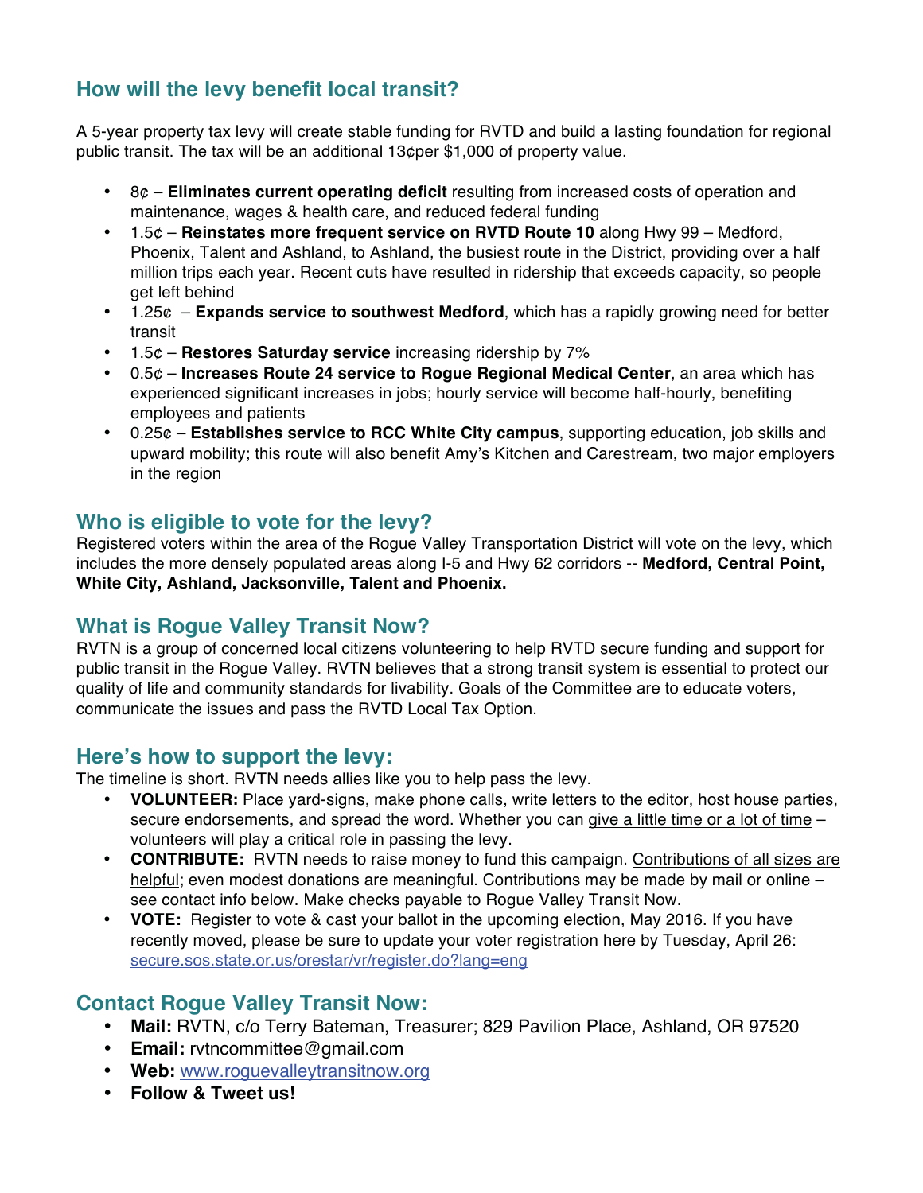## How will the levy benefit local transit?

A 5-year property tax levy will create stable funding for RVTD and build a lasting foundation for regional public transit. The tax will be an additional 13¢per $1,000 of property value.

- 8¢ – **Eliminates current operating deficit** resulting from increased costs of operation and maintenance, wages & health care, and reduced federal funding
- 1.5¢ – **Reinstates more frequent service on RVTD Route 10** along Hwy 99 – Medford, Phoenix, Talent and Ashland, to Ashland, the busiest route in the District, providing over a half million trips each year. Recent cuts have resulted in ridership that exceeds capacity, so people get left behind
- 1.25¢ – **Expands service to southwest Medford**, which has a rapidly growing need for better transit
- 1.5¢ – **Restores Saturday service** increasing ridership by 7%
- 0.5¢ – **Increases Route 24 service to Rogue Regional Medical Center**, an area which has experienced significant increases in jobs; hourly service will become half-hourly, benefiting employees and patients
- 0.25¢ – **Establishes service to RCC White City campus**, supporting education, job skills and upward mobility; this route will also benefit Amy's Kitchen and Carestream, two major employers in the region

## Who is eligible to vote for the levy?

Registered voters within the area of the Rogue Valley Transportation District will vote on the levy, which includes the more densely populated areas along I-5 and Hwy 62 corridors -- **Medford, Central Point, White City, Ashland, Jacksonville, Talent and Phoenix.**

## What is Rogue Valley Transit Now?

RVTN is a group of concerned local citizens volunteering to help RVTD secure funding and support for public transit in the Rogue Valley. RVTN believes that a strong transit system is essential to protect our quality of life and community standards for livability. Goals of the Committee are to educate voters, communicate the issues and pass the RVTD Local Tax Option.

## Here's how to support the levy:

The timeline is short. RVTN needs allies like you to help pass the levy.

- **VOLUNTEER:** Place yard-signs, make phone calls, write letters to the editor, host house parties, secure endorsements, and spread the word. Whether you can give a little time or a lot of time – volunteers will play a critical role in passing the levy.
- **CONTRIBUTE:** RVTN needs to raise money to fund this campaign. Contributions of all sizes are helpful; even modest donations are meaningful. Contributions may be made by mail or online – see contact info below. Make checks payable to Rogue Valley Transit Now.
- **VOTE:** Register to vote & cast your ballot in the upcoming election, May 2016. If you have recently moved, please be sure to update your voter registration here by Tuesday, April 26: secure.sos.state.or.us/orestar/vr/register.do?lang=eng

## Contact Rogue Valley Transit Now:

- **Mail:** RVTN, c/o Terry Bateman, Treasurer; 829 Pavilion Place, Ashland, OR 97520
- **Email:** rvtncommittee@gmail.com
- **Web:** www.roguevalleytransitnow.org
- **Follow & Tweet us!**